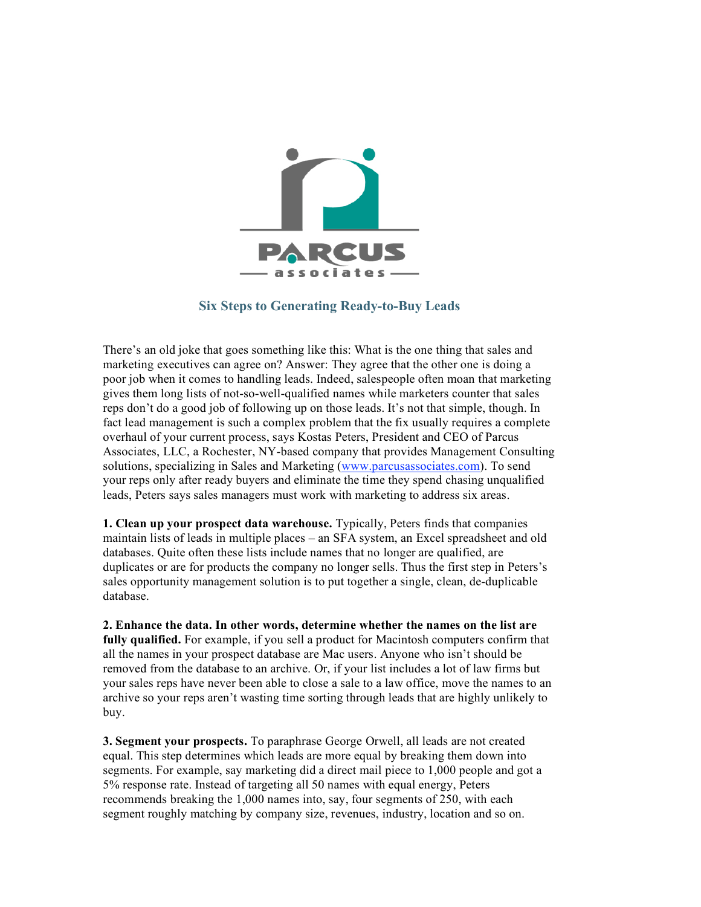PARCUS associates

## Six Steps to Generating Ready-to-Buy Leads

There's an old joke that goes something like this: What is the one thing that sales and marketing executives can agree on? Answer: They agree that the other one is doing a poor job when it comes to handling leads. Indeed, salespeople often moan that marketing gives them long lists of not-so-well-qualified names while marketers counter that sales reps don't do a good job of following up on those leads. It's not that simple, though. In fact lead management is such a complex problem that the fix usually requires a complete overhaul of your current process, says Kostas Peters, President and CEO of Parcus Associates, LLC, a Rochester, NY-based company that provides Management Consulting solutions, specializing in Sales and Marketing ([www.parcusassociates.com](http://www.parcusassociates.com)). To send your reps only after ready buyers and eliminate the time they spend chasing unqualified leads, Peters says sales managers must work with marketing to address six areas.

**1. Clean up your prospect data warehouse.** Typically, Peters finds that companies maintain lists of leads in multiple places – an SFA system, an Excel spreadsheet and old databases. Quite often these lists include names that no longer are qualified, are duplicates or are for products the company no longer sells. Thus the first step in Peters's sales opportunity management solution is to put together a single, clean, de-duplicable database.

**2. Enhance the data. In other words, determine whether the names on the list are fully qualified.** For example, if you sell a product for Macintosh computers confirm that all the names in your prospect database are Mac users. Anyone who isn't should be removed from the database to an archive. Or, if your list includes a lot of law firms but your sales reps have never been able to close a sale to a law office, move the names to an archive so your reps aren't wasting time sorting through leads that are highly unlikely to buy.

**3. Segment your prospects.** To paraphrase George Orwell, all leads are not created equal. This step determines which leads are more equal by breaking them down into segments. For example, say marketing did a direct mail piece to 1,000 people and got a 5% response rate. Instead of targeting all 50 names with equal energy, Peters recommends breaking the 1,000 names into, say, four segments of 250, with each segment roughly matching by company size, revenues, industry, location and so on.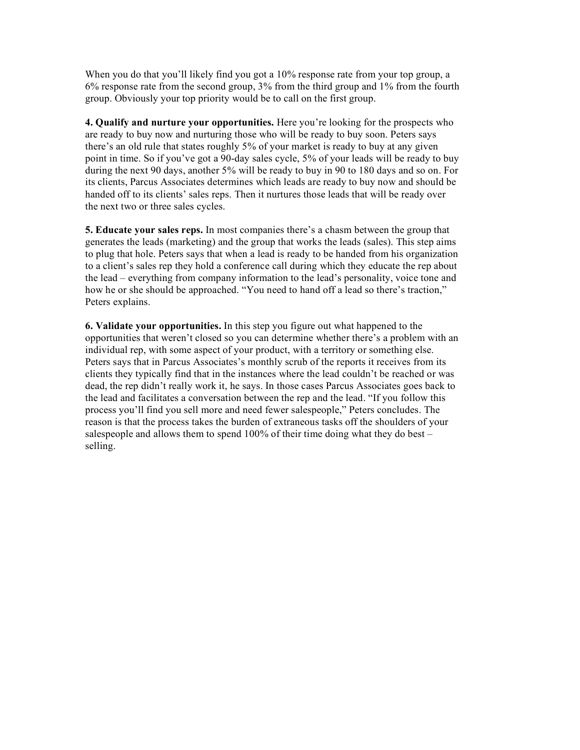When you do that you'll likely find you got a 10% response rate from your top group, a 6% response rate from the second group, 3% from the third group and 1% from the fourth group. Obviously your top priority would be to call on the first group.

**4. Qualify and nurture your opportunities.** Here you're looking for the prospects who are ready to buy now and nurturing those who will be ready to buy soon. Peters says there's an old rule that states roughly 5% of your market is ready to buy at any given point in time. So if you've got a 90-day sales cycle, 5% of your leads will be ready to buy during the next 90 days, another 5% will be ready to buy in 90 to 180 days and so on. For its clients, Parcus Associates determines which leads are ready to buy now and should be handed off to its clients' sales reps. Then it nurtures those leads that will be ready over the next two or three sales cycles.

**5. Educate your sales reps.** In most companies there's a chasm between the group that generates the leads (marketing) and the group that works the leads (sales). This step aims to plug that hole. Peters says that when a lead is ready to be handed from his organization to a client's sales rep they hold a conference call during which they educate the rep about the lead – everything from company information to the lead's personality, voice tone and how he or she should be approached. "You need to hand off a lead so there's traction," Peters explains.

**6. Validate your opportunities.** In this step you figure out what happened to the opportunities that weren't closed so you can determine whether there's a problem with an individual rep, with some aspect of your product, with a territory or something else. Peters says that in Parcus Associates's monthly scrub of the reports it receives from its clients they typically find that in the instances where the lead couldn't be reached or was dead, the rep didn't really work it, he says. In those cases Parcus Associates goes back to the lead and facilitates a conversation between the rep and the lead. "If you follow this process you'll find you sell more and need fewer salespeople," Peters concludes. The reason is that the process takes the burden of extraneous tasks off the shoulders of your salespeople and allows them to spend 100% of their time doing what they do best – selling.